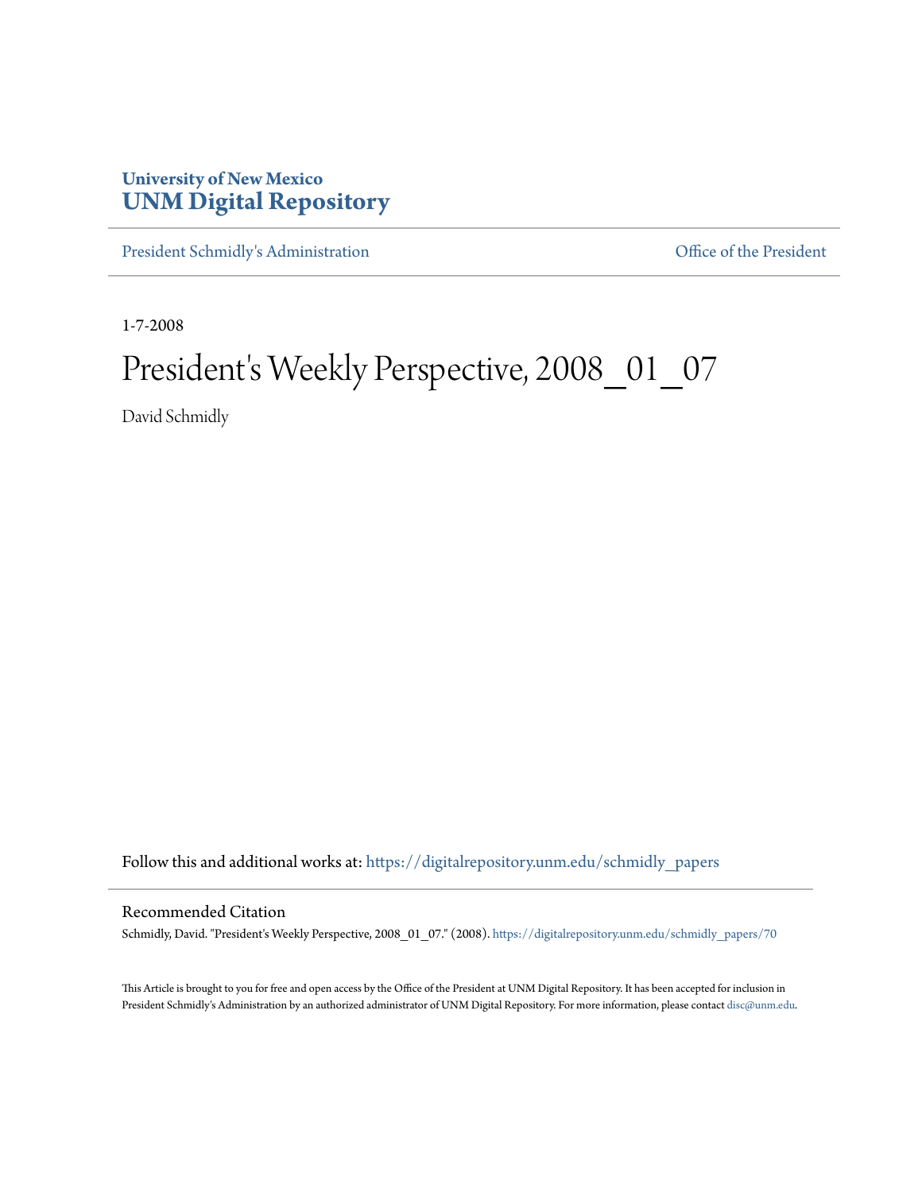University of New Mexico
**UNM Digital Repository**

President Schmidly's Administration | Office of the President

1-7-2008

# President's Weekly Perspective, 2008_01_07

David Schmidly

Follow this and additional works at: https://digitalrepository.unm.edu/schmidly_papers

## Recommended Citation

Schmidly, David. "President's Weekly Perspective, 2008_01_07." (2008). https://digitalrepository.unm.edu/schmidly_papers/70

This Article is brought to you for free and open access by the Office of the President at UNM Digital Repository. It has been accepted for inclusion in President Schmidly's Administration by an authorized administrator of UNM Digital Repository. For more information, please contact disc@unm.edu.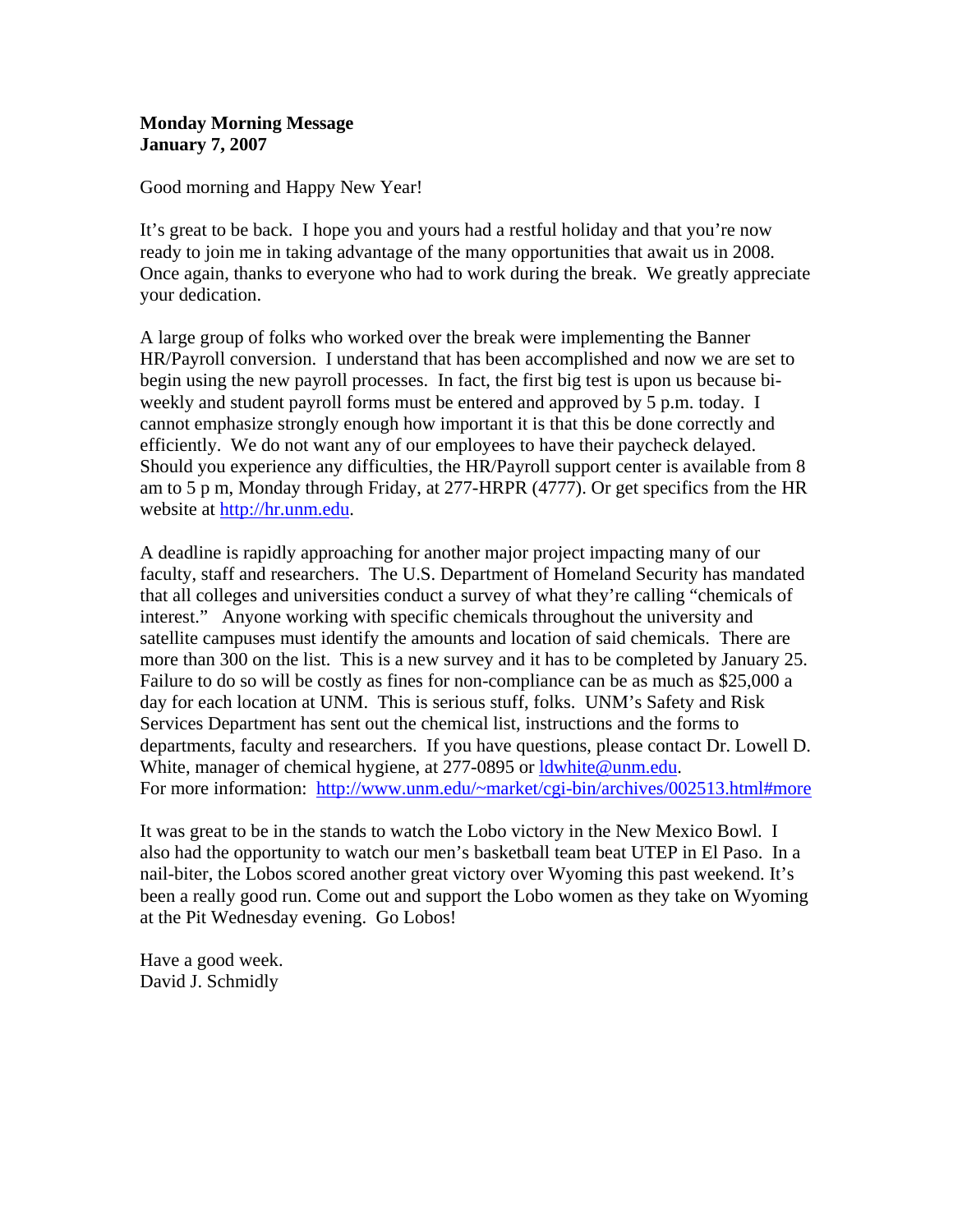**Monday Morning Message**
**January 7, 2007**

Good morning and Happy New Year!

It's great to be back. I hope you and yours had a restful holiday and that you're now ready to join me in taking advantage of the many opportunities that await us in 2008. Once again, thanks to everyone who had to work during the break. We greatly appreciate your dedication.

A large group of folks who worked over the break were implementing the Banner HR/Payroll conversion. I understand that has been accomplished and now we are set to begin using the new payroll processes. In fact, the first big test is upon us because bi-weekly and student payroll forms must be entered and approved by 5 p.m. today. I cannot emphasize strongly enough how important it is that this be done correctly and efficiently. We do not want any of our employees to have their paycheck delayed. Should you experience any difficulties, the HR/Payroll support center is available from 8 am to 5 p m, Monday through Friday, at 277-HRPR (4777). Or get specifics from the HR website at [http://hr.unm.edu](http://hr.unm.edu).

A deadline is rapidly approaching for another major project impacting many of our faculty, staff and researchers. The U.S. Department of Homeland Security has mandated that all colleges and universities conduct a survey of what they're calling "chemicals of interest." Anyone working with specific chemicals throughout the university and satellite campuses must identify the amounts and location of said chemicals. There are more than 300 on the list. This is a new survey and it has to be completed by January 25. Failure to do so will be costly as fines for non-compliance can be as much as $25,000 a day for each location at UNM. This is serious stuff, folks. UNM's Safety and Risk Services Department has sent out the chemical list, instructions and the forms to departments, faculty and researchers. If you have questions, please contact Dr. Lowell D. White, manager of chemical hygiene, at 277-0895 or [ldwhite@unm.edu](mailto:ldwhite@unm.edu).
For more information: [http://www.unm.edu/~market/cgi-bin/archives/002513.html#more](http://www.unm.edu/~market/cgi-bin/archives/002513.html#more)

It was great to be in the stands to watch the Lobo victory in the New Mexico Bowl. I also had the opportunity to watch our men's basketball team beat UTEP in El Paso. In a nail-biter, the Lobos scored another great victory over Wyoming this past weekend. It's been a really good run. Come out and support the Lobo women as they take on Wyoming at the Pit Wednesday evening. Go Lobos!

Have a good week.
David J. Schmidly